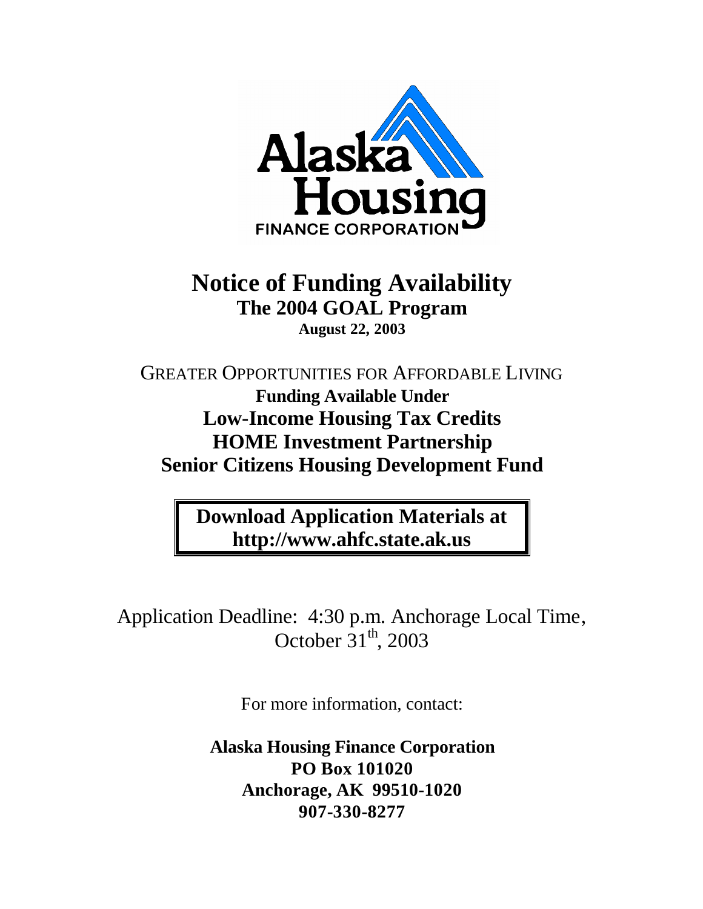Alaska Housing FINANCE CORPORATION

# Notice of Funding Availability

## The 2004 GOAL Program

**August 22, 2003**

GREATER OPPORTUNITIES FOR AFFORDABLE LIVING

**Funding Available Under**

**Low-Income Housing Tax Credits**

**HOME Investment Partnership**

**Senior Citizens Housing Development Fund**

**Download Application Materials at http://www.ahfc.state.ak.us**

Application Deadline: 4:30 p.m. Anchorage Local Time, October 31th, 2003

For more information, contact:

**Alaska Housing Finance Corporation**
**PO Box 101020**
**Anchorage, AK 99510-1020**
**907-330-8277**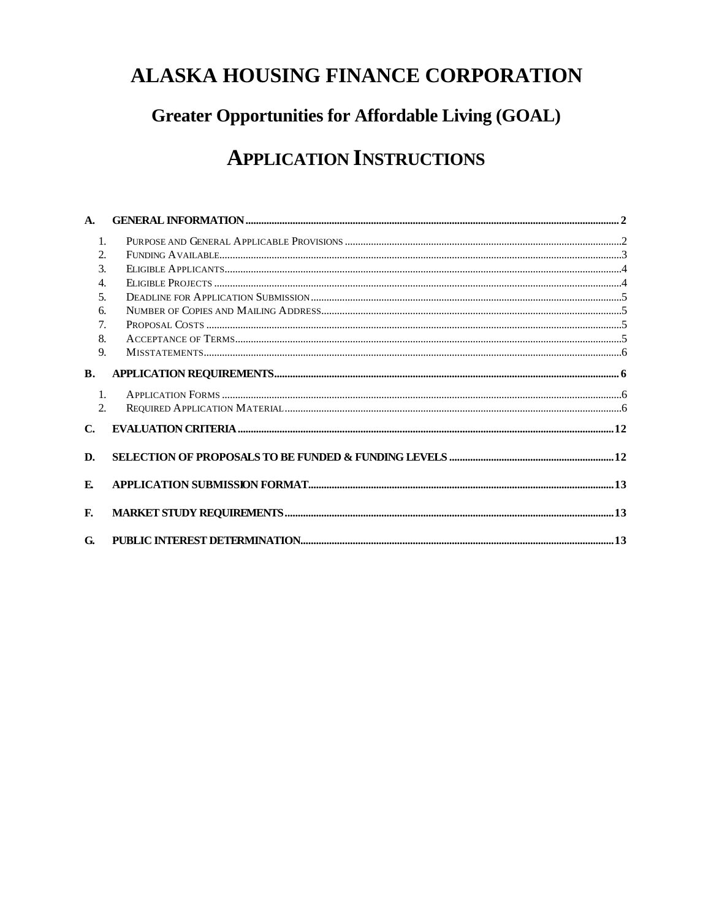# ALASKA HOUSING FINANCE CORPORATION

## Greater Opportunities for Affordable Living (GOAL)

## APPLICATION INSTRUCTIONS

**A. GENERAL INFORMATION** .......... 2

1. Purpose and General Applicable Provisions .......... 2
2. Funding Available .......... 3
3. Eligible Applicants .......... 4
4. Eligible Projects .......... 4
5. Deadline for Application Submission .......... 5
6. Number of Copies and Mailing Address .......... 5
7. Proposal Costs .......... 5
8. Acceptance of Terms .......... 5
9. Misstatements .......... 6

**B. APPLICATION REQUIREMENTS** .......... 6

1. Application Forms .......... 6
2. Required Application Material .......... 6

**C. EVALUATION CRITERIA** .......... 12

**D. SELECTION OF PROPOSALS TO BE FUNDED & FUNDING LEVELS** .......... 12

**E. APPLICATION SUBMISSION FORMAT** .......... 13

**F. MARKET STUDY REQUIREMENTS** .......... 13

**G. PUBLIC INTEREST DETERMINATION** .......... 13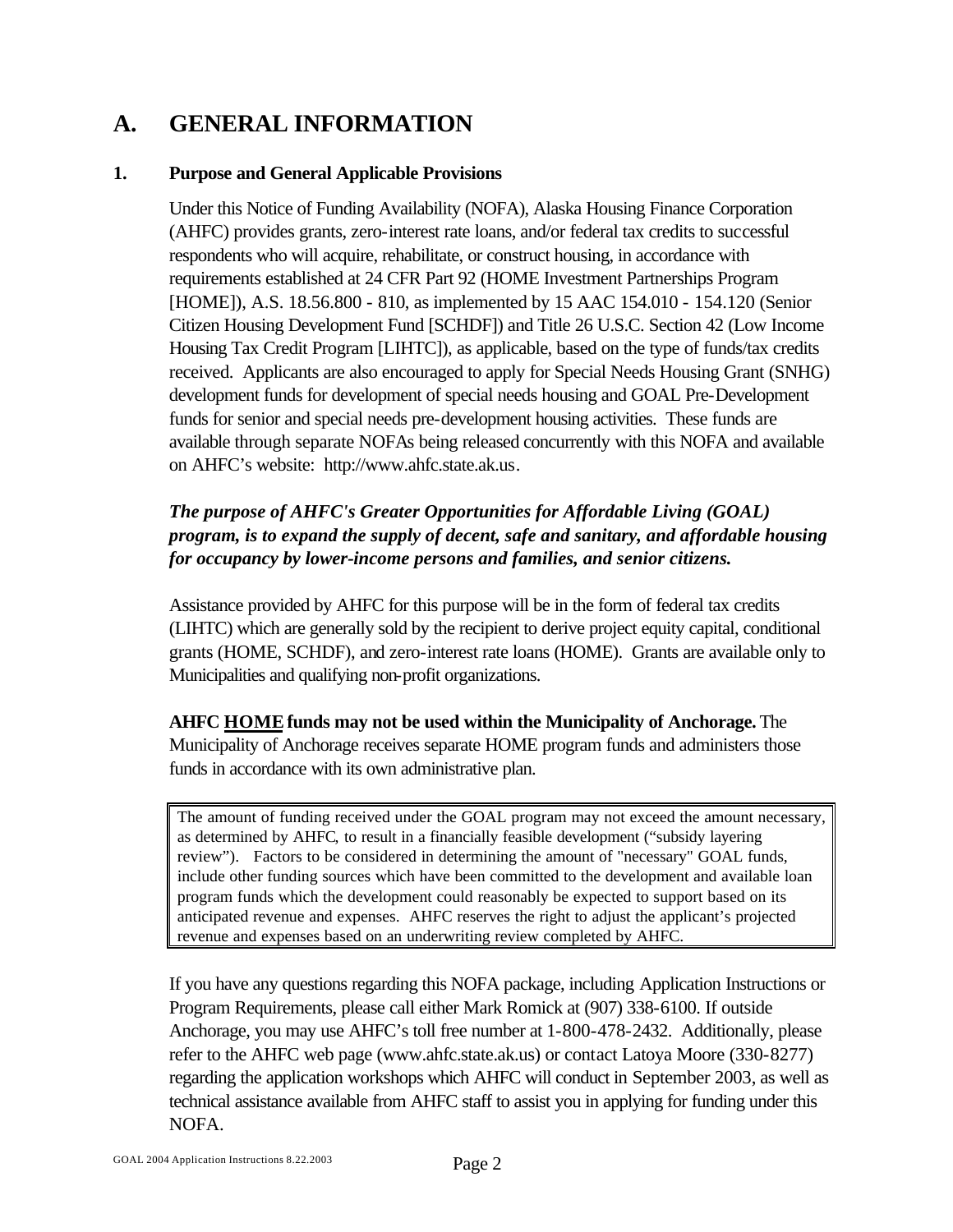# A. GENERAL INFORMATION

## 1. Purpose and General Applicable Provisions

Under this Notice of Funding Availability (NOFA), Alaska Housing Finance Corporation (AHFC) provides grants, zero-interest rate loans, and/or federal tax credits to successful respondents who will acquire, rehabilitate, or construct housing, in accordance with requirements established at 24 CFR Part 92 (HOME Investment Partnerships Program [HOME]), A.S. 18.56.800 - 810, as implemented by 15 AAC 154.010 - 154.120 (Senior Citizen Housing Development Fund [SCHDF]) and Title 26 U.S.C. Section 42 (Low Income Housing Tax Credit Program [LIHTC]), as applicable, based on the type of funds/tax credits received. Applicants are also encouraged to apply for Special Needs Housing Grant (SNHG) development funds for development of special needs housing and GOAL Pre-Development funds for senior and special needs pre-development housing activities. These funds are available through separate NOFAs being released concurrently with this NOFA and available on AHFC's website: http://www.ahfc.state.ak.us.

***The purpose of AHFC's Greater Opportunities for Affordable Living (GOAL) program, is to expand the supply of decent, safe and sanitary, and affordable housing for occupancy by lower-income persons and families, and senior citizens.***

Assistance provided by AHFC for this purpose will be in the form of federal tax credits (LIHTC) which are generally sold by the recipient to derive project equity capital, conditional grants (HOME, SCHDF), and zero-interest rate loans (HOME). Grants are available only to Municipalities and qualifying non-profit organizations.

**AHFC HOME funds may not be used within the Municipality of Anchorage.** The Municipality of Anchorage receives separate HOME program funds and administers those funds in accordance with its own administrative plan.

> The amount of funding received under the GOAL program may not exceed the amount necessary, as determined by AHFC, to result in a financially feasible development ("subsidy layering review"). Factors to be considered in determining the amount of "necessary" GOAL funds, include other funding sources which have been committed to the development and available loan program funds which the development could reasonably be expected to support based on its anticipated revenue and expenses. AHFC reserves the right to adjust the applicant's projected revenue and expenses based on an underwriting review completed by AHFC.

If you have any questions regarding this NOFA package, including Application Instructions or Program Requirements, please call either Mark Romick at (907) 338-6100. If outside Anchorage, you may use AHFC's toll free number at 1-800-478-2432. Additionally, please refer to the AHFC web page (www.ahfc.state.ak.us) or contact Latoya Moore (330-8277) regarding the application workshops which AHFC will conduct in September 2003, as well as technical assistance available from AHFC staff to assist you in applying for funding under this NOFA.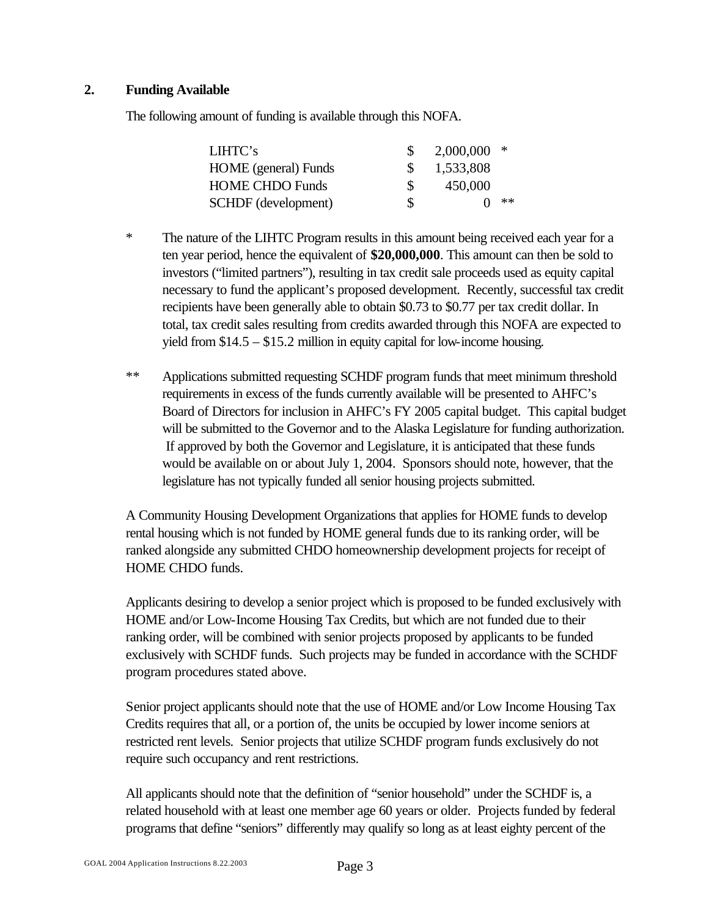## 2. Funding Available

The following amount of funding is available through this NOFA.

| | | | |
|---|---|---|---|
| LIHTC's | $ | 2,000,000 | * |
| HOME (general) Funds | $ | 1,533,808 | |
| HOME CHDO Funds | $ | 450,000 | |
| SCHDF (development) | $ | 0 | ** |

\* The nature of the LIHTC Program results in this amount being received each year for a ten year period, hence the equivalent of **$20,000,000**. This amount can then be sold to investors ("limited partners"), resulting in tax credit sale proceeds used as equity capital necessary to fund the applicant's proposed development. Recently, successful tax credit recipients have been generally able to obtain $0.73 to $0.77 per tax credit dollar. In total, tax credit sales resulting from credits awarded through this NOFA are expected to yield from $14.5 – $15.2 million in equity capital for low-income housing.

\** Applications submitted requesting SCHDF program funds that meet minimum threshold requirements in excess of the funds currently available will be presented to AHFC's Board of Directors for inclusion in AHFC's FY 2005 capital budget. This capital budget will be submitted to the Governor and to the Alaska Legislature for funding authorization. If approved by both the Governor and Legislature, it is anticipated that these funds would be available on or about July 1, 2004. Sponsors should note, however, that the legislature has not typically funded all senior housing projects submitted.

A Community Housing Development Organizations that applies for HOME funds to develop rental housing which is not funded by HOME general funds due to its ranking order, will be ranked alongside any submitted CHDO homeownership development projects for receipt of HOME CHDO funds.

Applicants desiring to develop a senior project which is proposed to be funded exclusively with HOME and/or Low-Income Housing Tax Credits, but which are not funded due to their ranking order, will be combined with senior projects proposed by applicants to be funded exclusively with SCHDF funds. Such projects may be funded in accordance with the SCHDF program procedures stated above.

Senior project applicants should note that the use of HOME and/or Low Income Housing Tax Credits requires that all, or a portion of, the units be occupied by lower income seniors at restricted rent levels. Senior projects that utilize SCHDF program funds exclusively do not require such occupancy and rent restrictions.

All applicants should note that the definition of "senior household" under the SCHDF is, a related household with at least one member age 60 years or older. Projects funded by federal programs that define "seniors" differently may qualify so long as at least eighty percent of the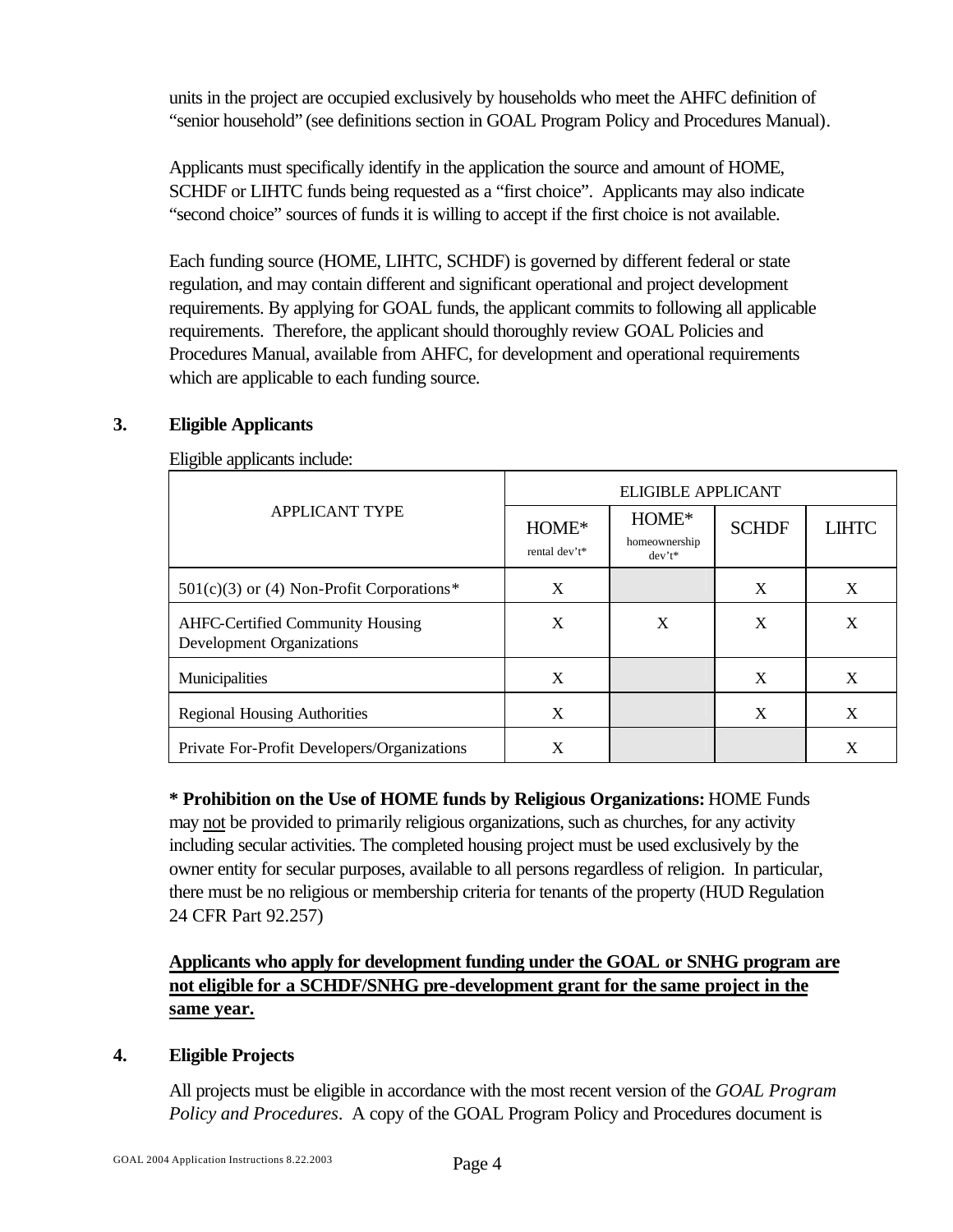units in the project are occupied exclusively by households who meet the AHFC definition of "senior household" (see definitions section in GOAL Program Policy and Procedures Manual).

Applicants must specifically identify in the application the source and amount of HOME, SCHDF or LIHTC funds being requested as a "first choice". Applicants may also indicate "second choice" sources of funds it is willing to accept if the first choice is not available.

Each funding source (HOME, LIHTC, SCHDF) is governed by different federal or state regulation, and may contain different and significant operational and project development requirements. By applying for GOAL funds, the applicant commits to following all applicable requirements. Therefore, the applicant should thoroughly review GOAL Policies and Procedures Manual, available from AHFC, for development and operational requirements which are applicable to each funding source.

## 3. Eligible Applicants

Eligible applicants include:

| APPLICANT TYPE | ELIGIBLE APPLICANT | | | |
|---|---|---|---|---|
| | HOME* rental dev't* | HOME* homeownership dev't* | SCHDF | LIHTC |
| 501(c)(3) or (4) Non-Profit Corporations* | X | | X | X |
| AHFC-Certified Community Housing Development Organizations | X | X | X | X |
| Municipalities | X | | X | X |
| Regional Housing Authorities | X | | X | X |
| Private For-Profit Developers/Organizations | X | | | X |

**\* Prohibition on the Use of HOME funds by Religious Organizations:** HOME Funds may not be provided to primarily religious organizations, such as churches, for any activity including secular activities. The completed housing project must be used exclusively by the owner entity for secular purposes, available to all persons regardless of religion. In particular, there must be no religious or membership criteria for tenants of the property (HUD Regulation 24 CFR Part 92.257)

**Applicants who apply for development funding under the GOAL or SNHG program are not eligible for a SCHDF/SNHG pre-development grant for the same project in the same year.**

## 4. Eligible Projects

All projects must be eligible in accordance with the most recent version of the *GOAL Program Policy and Procedures*. A copy of the GOAL Program Policy and Procedures document is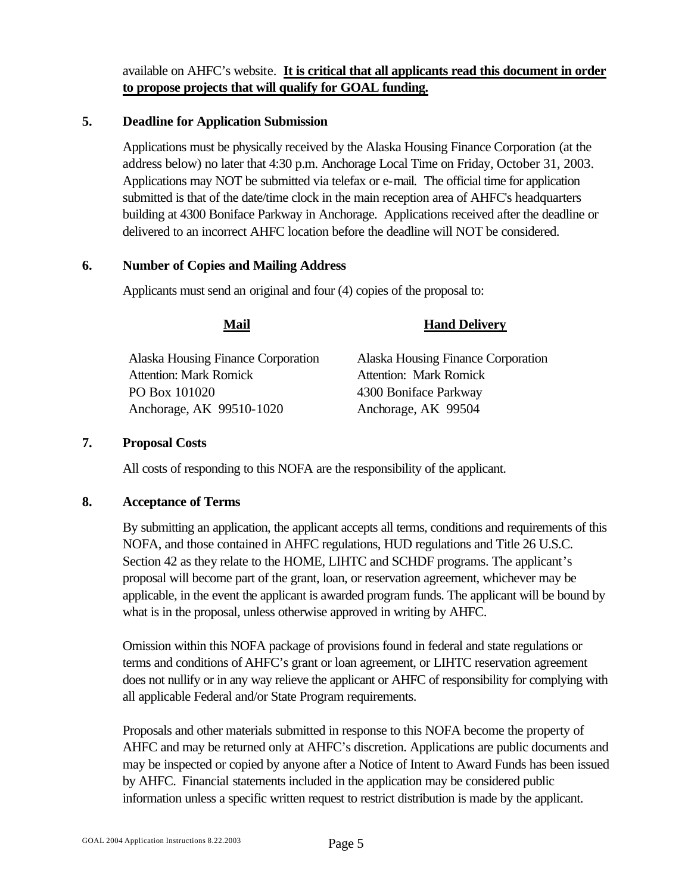available on AHFC's website. **It is critical that all applicants read this document in order to propose projects that will qualify for GOAL funding.**

**5. Deadline for Application Submission**

Applications must be physically received by the Alaska Housing Finance Corporation (at the address below) no later that 4:30 p.m. Anchorage Local Time on Friday, October 31, 2003. Applications may NOT be submitted via telefax or e-mail. The official time for application submitted is that of the date/time clock in the main reception area of AHFC's headquarters building at 4300 Boniface Parkway in Anchorage. Applications received after the deadline or delivered to an incorrect AHFC location before the deadline will NOT be considered.

**6. Number of Copies and Mailing Address**

Applicants must send an original and four (4) copies of the proposal to:

| **Mail** | **Hand Delivery** |
|---|---|
| Alaska Housing Finance Corporation | Alaska Housing Finance Corporation |
| Attention: Mark Romick | Attention: Mark Romick |
| PO Box 101020 | 4300 Boniface Parkway |
| Anchorage, AK 99510-1020 | Anchorage, AK 99504 |

**7. Proposal Costs**

All costs of responding to this NOFA are the responsibility of the applicant.

**8. Acceptance of Terms**

By submitting an application, the applicant accepts all terms, conditions and requirements of this NOFA, and those contained in AHFC regulations, HUD regulations and Title 26 U.S.C. Section 42 as they relate to the HOME, LIHTC and SCHDF programs. The applicant's proposal will become part of the grant, loan, or reservation agreement, whichever may be applicable, in the event the applicant is awarded program funds. The applicant will be bound by what is in the proposal, unless otherwise approved in writing by AHFC.

Omission within this NOFA package of provisions found in federal and state regulations or terms and conditions of AHFC's grant or loan agreement, or LIHTC reservation agreement does not nullify or in any way relieve the applicant or AHFC of responsibility for complying with all applicable Federal and/or State Program requirements.

Proposals and other materials submitted in response to this NOFA become the property of AHFC and may be returned only at AHFC's discretion. Applications are public documents and may be inspected or copied by anyone after a Notice of Intent to Award Funds has been issued by AHFC. Financial statements included in the application may be considered public information unless a specific written request to restrict distribution is made by the applicant.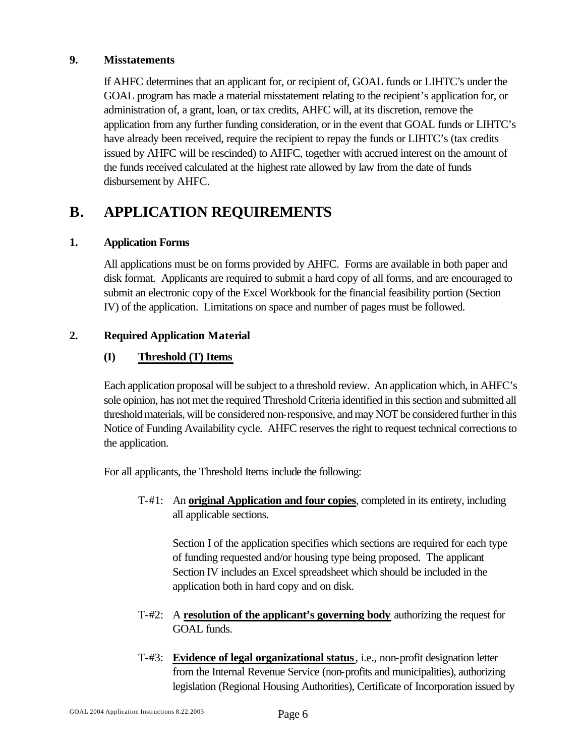### 9. Misstatements

If AHFC determines that an applicant for, or recipient of, GOAL funds or LIHTC's under the GOAL program has made a material misstatement relating to the recipient's application for, or administration of, a grant, loan, or tax credits, AHFC will, at its discretion, remove the application from any further funding consideration, or in the event that GOAL funds or LIHTC's have already been received, require the recipient to repay the funds or LIHTC's (tax credits issued by AHFC will be rescinded) to AHFC, together with accrued interest on the amount of the funds received calculated at the highest rate allowed by law from the date of funds disbursement by AHFC.

## B. APPLICATION REQUIREMENTS

### 1. Application Forms

All applications must be on forms provided by AHFC. Forms are available in both paper and disk format. Applicants are required to submit a hard copy of all forms, and are encouraged to submit an electronic copy of the Excel Workbook for the financial feasibility portion (Section IV) of the application. Limitations on space and number of pages must be followed.

### 2. Required Application Material

#### (I) Threshold (T) Items

Each application proposal will be subject to a threshold review. An application which, in AHFC's sole opinion, has not met the required Threshold Criteria identified in this section and submitted all threshold materials, will be considered non-responsive, and may NOT be considered further in this Notice of Funding Availability cycle. AHFC reserves the right to request technical corrections to the application.

For all applicants, the Threshold Items include the following:

T-#1: An **original Application and four copies**, completed in its entirety, including all applicable sections.

Section I of the application specifies which sections are required for each type of funding requested and/or housing type being proposed. The applicant Section IV includes an Excel spreadsheet which should be included in the application both in hard copy and on disk.

T-#2: A **resolution of the applicant's governing body** authorizing the request for GOAL funds.

T-#3: **Evidence of legal organizational status**, i.e., non-profit designation letter from the Internal Revenue Service (non-profits and municipalities), authorizing legislation (Regional Housing Authorities), Certificate of Incorporation issued by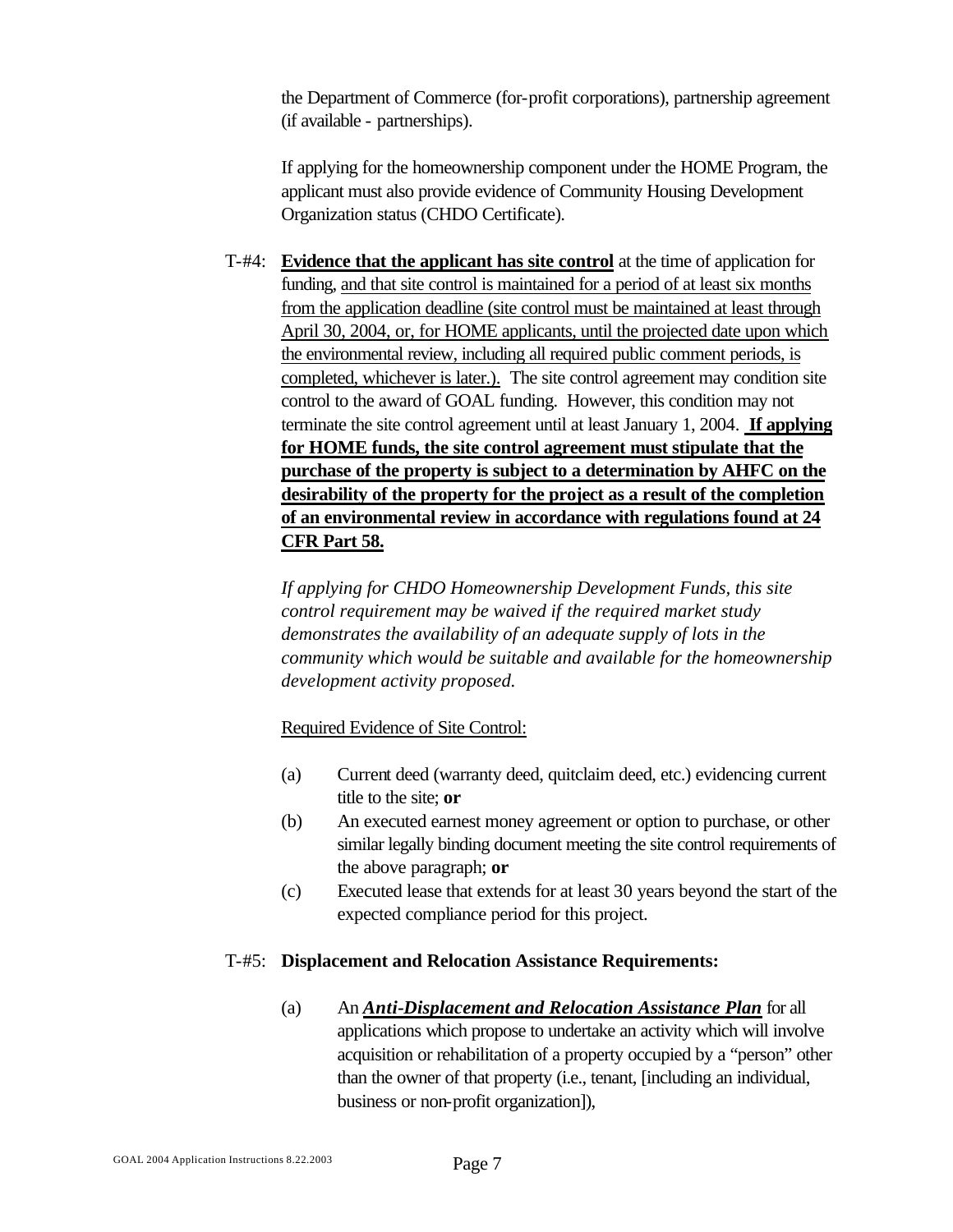the Department of Commerce (for-profit corporations), partnership agreement (if available - partnerships).

If applying for the homeownership component under the HOME Program, the applicant must also provide evidence of Community Housing Development Organization status (CHDO Certificate).

T-#4: **Evidence that the applicant has site control** at the time of application for funding, and that site control is maintained for a period of at least six months from the application deadline (site control must be maintained at least through April 30, 2004, or, for HOME applicants, until the projected date upon which the environmental review, including all required public comment periods, is completed, whichever is later.). The site control agreement may condition site control to the award of GOAL funding. However, this condition may not terminate the site control agreement until at least January 1, 2004. **If applying for HOME funds, the site control agreement must stipulate that the purchase of the property is subject to a determination by AHFC on the desirability of the property for the project as a result of the completion of an environmental review in accordance with regulations found at 24 CFR Part 58.**

*If applying for CHDO Homeownership Development Funds, this site control requirement may be waived if the required market study demonstrates the availability of an adequate supply of lots in the community which would be suitable and available for the homeownership development activity proposed.*

Required Evidence of Site Control:

(a) Current deed (warranty deed, quitclaim deed, etc.) evidencing current title to the site; **or**

(b) An executed earnest money agreement or option to purchase, or other similar legally binding document meeting the site control requirements of the above paragraph; **or**

(c) Executed lease that extends for at least 30 years beyond the start of the expected compliance period for this project.

T-#5: **Displacement and Relocation Assistance Requirements:**

(a) An ***Anti-Displacement and Relocation Assistance Plan*** for all applications which propose to undertake an activity which will involve acquisition or rehabilitation of a property occupied by a "person" other than the owner of that property (i.e., tenant, [including an individual, business or non-profit organization]),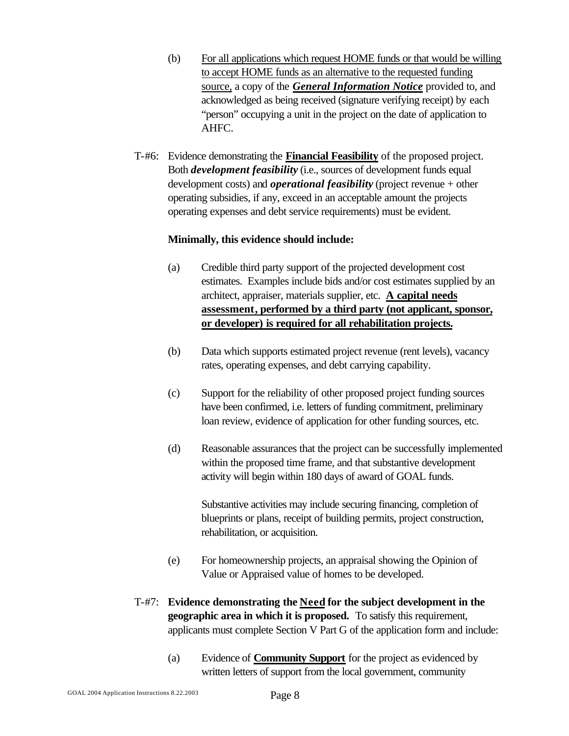(b) <u>For all applications which request HOME funds or that would be willing to accept HOME funds as an alternative to the requested funding source,</u> a copy of the ***<u>General Information Notice</u>*** provided to, and acknowledged as being received (signature verifying receipt) by each "person" occupying a unit in the project on the date of application to AHFC.

T-#6: Evidence demonstrating the **<u>Financial Feasibility</u>** of the proposed project. Both ***development feasibility*** (i.e., sources of development funds equal development costs) and ***operational feasibility*** (project revenue + other operating subsidies, if any, exceed in an acceptable amount the projects operating expenses and debt service requirements) must be evident.

**Minimally, this evidence should include:**

(a) Credible third party support of the projected development cost estimates. Examples include bids and/or cost estimates supplied by an architect, appraiser, materials supplier, etc. **<u>A capital needs assessment, performed by a third party (not applicant, sponsor, or developer) is required for all rehabilitation projects.</u>**

(b) Data which supports estimated project revenue (rent levels), vacancy rates, operating expenses, and debt carrying capability.

(c) Support for the reliability of other proposed project funding sources have been confirmed, i.e. letters of funding commitment, preliminary loan review, evidence of application for other funding sources, etc.

(d) Reasonable assurances that the project can be successfully implemented within the proposed time frame, and that substantive development activity will begin within 180 days of award of GOAL funds.

Substantive activities may include securing financing, completion of blueprints or plans, receipt of building permits, project construction, rehabilitation, or acquisition.

(e) For homeownership projects, an appraisal showing the Opinion of Value or Appraised value of homes to be developed.

T-#7: **Evidence demonstrating the <u>Need</u> for the subject development in the geographic area in which it is proposed.** To satisfy this requirement, applicants must complete Section V Part G of the application form and include:

(a) Evidence of **<u>Community Support</u>** for the project as evidenced by written letters of support from the local government, community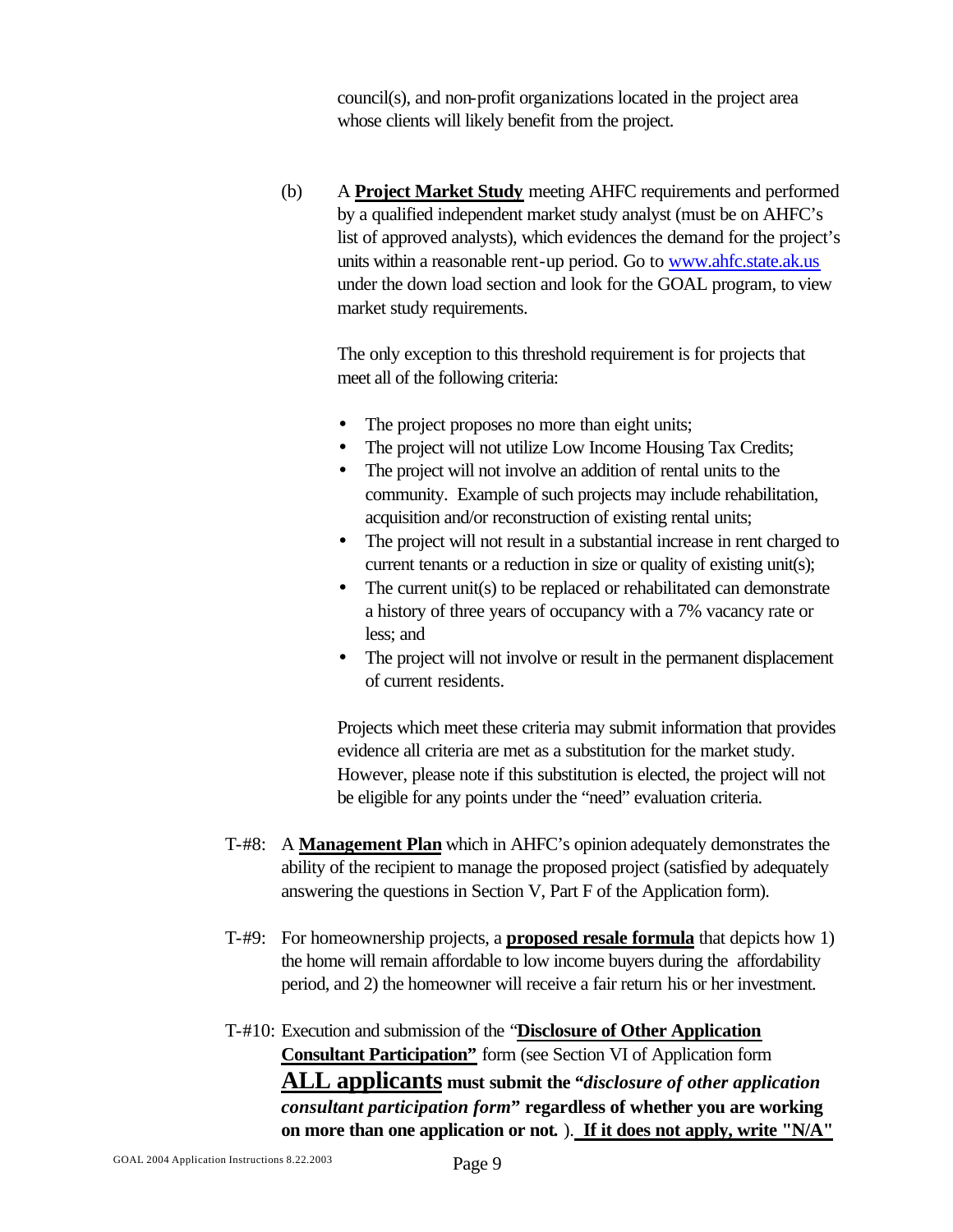council(s), and non-profit organizations located in the project area whose clients will likely benefit from the project.

(b) A **Project Market Study** meeting AHFC requirements and performed by a qualified independent market study analyst (must be on AHFC's list of approved analysts), which evidences the demand for the project's units within a reasonable rent-up period. Go to [www.ahfc.state.ak.us](http://www.ahfc.state.ak.us) under the down load section and look for the GOAL program, to view market study requirements.

The only exception to this threshold requirement is for projects that meet all of the following criteria:

- The project proposes no more than eight units;
- The project will not utilize Low Income Housing Tax Credits;
- The project will not involve an addition of rental units to the community. Example of such projects may include rehabilitation, acquisition and/or reconstruction of existing rental units;
- The project will not result in a substantial increase in rent charged to current tenants or a reduction in size or quality of existing unit(s);
- The current unit(s) to be replaced or rehabilitated can demonstrate a history of three years of occupancy with a 7% vacancy rate or less; and
- The project will not involve or result in the permanent displacement of current residents.

Projects which meet these criteria may submit information that provides evidence all criteria are met as a substitution for the market study. However, please note if this substitution is elected, the project will not be eligible for any points under the "need" evaluation criteria.

T-#8: A **Management Plan** which in AHFC's opinion adequately demonstrates the ability of the recipient to manage the proposed project (satisfied by adequately answering the questions in Section V, Part F of the Application form).

T-#9: For homeownership projects, a **proposed resale formula** that depicts how 1) the home will remain affordable to low income buyers during the affordability period, and 2) the homeowner will receive a fair return his or her investment.

T-#10: Execution and submission of the "**Disclosure of Other Application Consultant Participation"** form (see Section VI of Application form **ALL applicants must submit the "*disclosure of other application consultant participation form*" regardless of whether you are working on more than one application or not.** ). **If it does not apply, write "N/A"**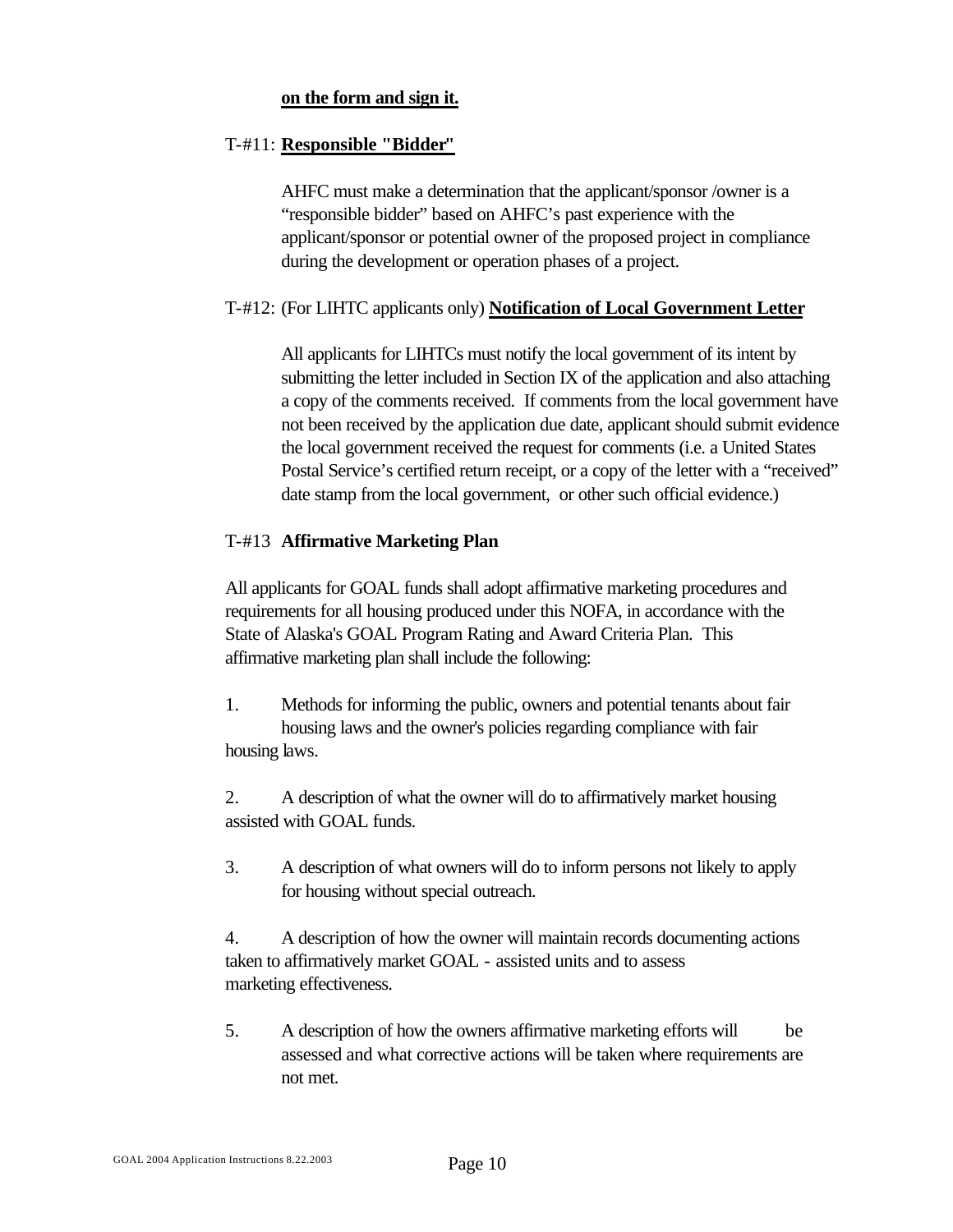**on the form and sign it.**

T-#11: **Responsible "Bidder"**

AHFC must make a determination that the applicant/sponsor /owner is a "responsible bidder" based on AHFC's past experience with the applicant/sponsor or potential owner of the proposed project in compliance during the development or operation phases of a project.

T-#12: (For LIHTC applicants only) **Notification of Local Government Letter**

All applicants for LIHTCs must notify the local government of its intent by submitting the letter included in Section IX of the application and also attaching a copy of the comments received. If comments from the local government have not been received by the application due date, applicant should submit evidence the local government received the request for comments (i.e. a United States Postal Service's certified return receipt, or a copy of the letter with a "received" date stamp from the local government, or other such official evidence.)

T-#13 **Affirmative Marketing Plan**

All applicants for GOAL funds shall adopt affirmative marketing procedures and requirements for all housing produced under this NOFA, in accordance with the State of Alaska's GOAL Program Rating and Award Criteria Plan. This affirmative marketing plan shall include the following:

1. Methods for informing the public, owners and potential tenants about fair housing laws and the owner's policies regarding compliance with fair housing laws.

2. A description of what the owner will do to affirmatively market housing assisted with GOAL funds.

3. A description of what owners will do to inform persons not likely to apply for housing without special outreach.

4. A description of how the owner will maintain records documenting actions taken to affirmatively market GOAL - assisted units and to assess marketing effectiveness.

5. A description of how the owners affirmative marketing efforts will be assessed and what corrective actions will be taken where requirements are not met.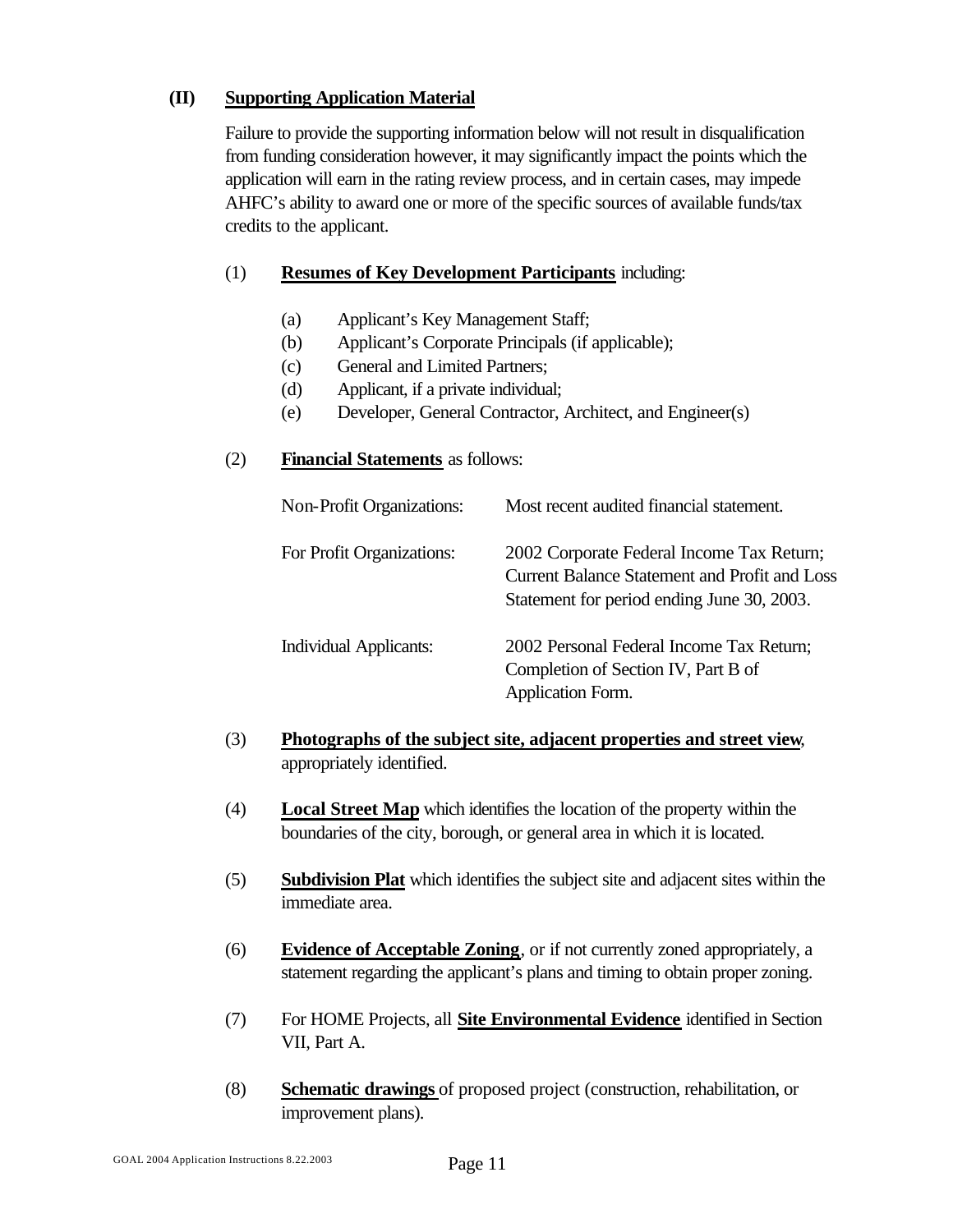## (II) **Supporting Application Material**

Failure to provide the supporting information below will not result in disqualification from funding consideration however, it may significantly impact the points which the application will earn in the rating review process, and in certain cases, may impede AHFC's ability to award one or more of the specific sources of available funds/tax credits to the applicant.

(1) **Resumes of Key Development Participants** including:

- (a) Applicant's Key Management Staff;
- (b) Applicant's Corporate Principals (if applicable);
- (c) General and Limited Partners;
- (d) Applicant, if a private individual;
- (e) Developer, General Contractor, Architect, and Engineer(s)

(2) **Financial Statements** as follows:

| | |
|---|---|
| Non-Profit Organizations: | Most recent audited financial statement. |
| For Profit Organizations: | 2002 Corporate Federal Income Tax Return; Current Balance Statement and Profit and Loss Statement for period ending June 30, 2003. |
| Individual Applicants: | 2002 Personal Federal Income Tax Return; Completion of Section IV, Part B of Application Form. |

(3) **Photographs of the subject site, adjacent properties and street view**, appropriately identified.

(4) **Local Street Map** which identifies the location of the property within the boundaries of the city, borough, or general area in which it is located.

(5) **Subdivision Plat** which identifies the subject site and adjacent sites within the immediate area.

(6) **Evidence of Acceptable Zoning**, or if not currently zoned appropriately, a statement regarding the applicant's plans and timing to obtain proper zoning.

(7) For HOME Projects, all **Site Environmental Evidence** identified in Section VII, Part A.

(8) **Schematic drawings** of proposed project (construction, rehabilitation, or improvement plans).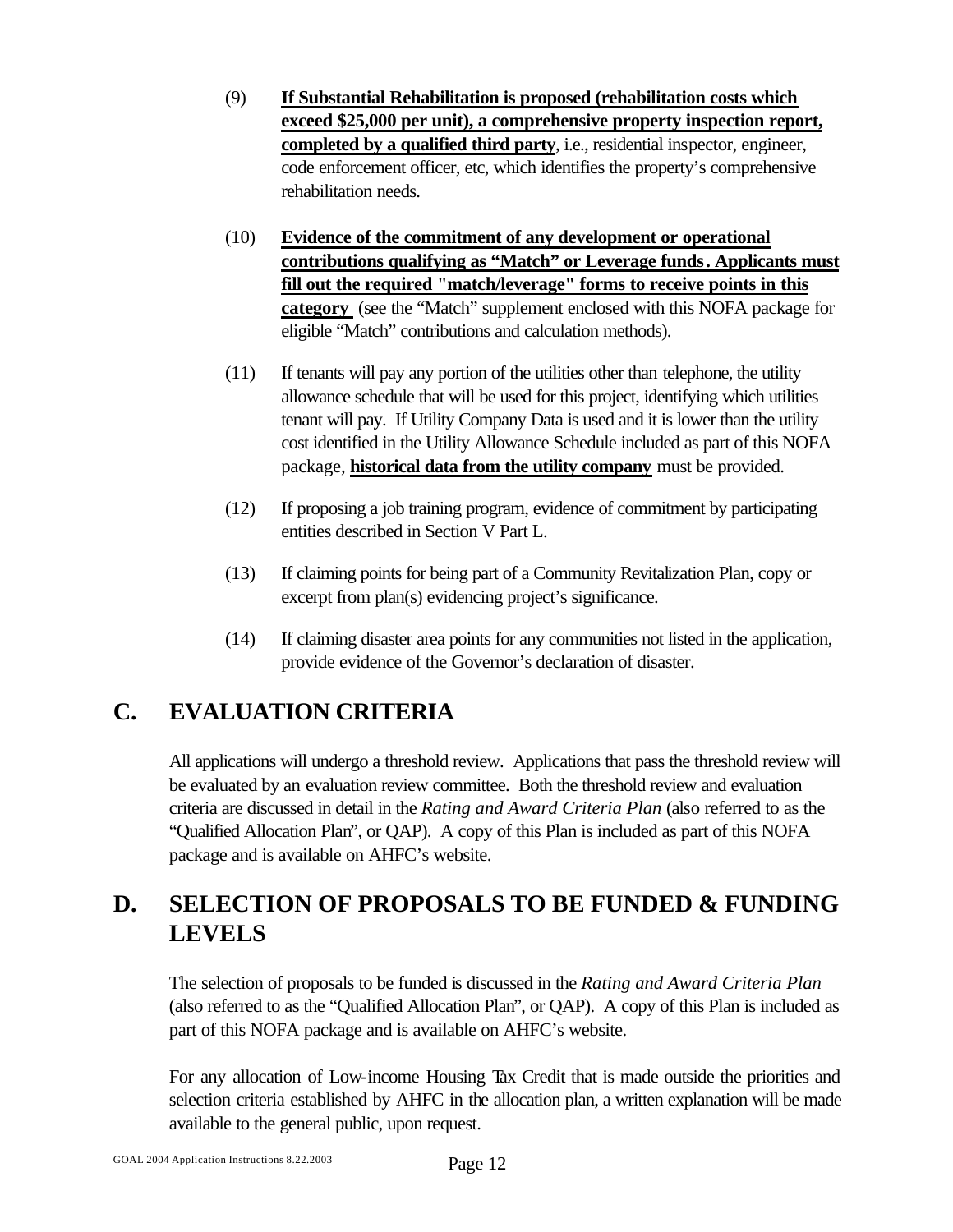(9) **If Substantial Rehabilitation is proposed (rehabilitation costs which exceed $25,000 per unit), a comprehensive property inspection report, completed by a qualified third party**, i.e., residential inspector, engineer, code enforcement officer, etc, which identifies the property's comprehensive rehabilitation needs.

(10) **Evidence of the commitment of any development or operational contributions qualifying as "Match" or Leverage funds. Applicants must fill out the required "match/leverage" forms to receive points in this category** (see the "Match" supplement enclosed with this NOFA package for eligible "Match" contributions and calculation methods).

(11) If tenants will pay any portion of the utilities other than telephone, the utility allowance schedule that will be used for this project, identifying which utilities tenant will pay. If Utility Company Data is used and it is lower than the utility cost identified in the Utility Allowance Schedule included as part of this NOFA package, **historical data from the utility company** must be provided.

(12) If proposing a job training program, evidence of commitment by participating entities described in Section V Part L.

(13) If claiming points for being part of a Community Revitalization Plan, copy or excerpt from plan(s) evidencing project's significance.

(14) If claiming disaster area points for any communities not listed in the application, provide evidence of the Governor's declaration of disaster.

## C. EVALUATION CRITERIA

All applications will undergo a threshold review. Applications that pass the threshold review will be evaluated by an evaluation review committee. Both the threshold review and evaluation criteria are discussed in detail in the *Rating and Award Criteria Plan* (also referred to as the "Qualified Allocation Plan", or QAP). A copy of this Plan is included as part of this NOFA package and is available on AHFC's website.

## D. SELECTION OF PROPOSALS TO BE FUNDED & FUNDING LEVELS

The selection of proposals to be funded is discussed in the *Rating and Award Criteria Plan* (also referred to as the "Qualified Allocation Plan", or QAP). A copy of this Plan is included as part of this NOFA package and is available on AHFC's website.

For any allocation of Low-income Housing Tax Credit that is made outside the priorities and selection criteria established by AHFC in the allocation plan, a written explanation will be made available to the general public, upon request.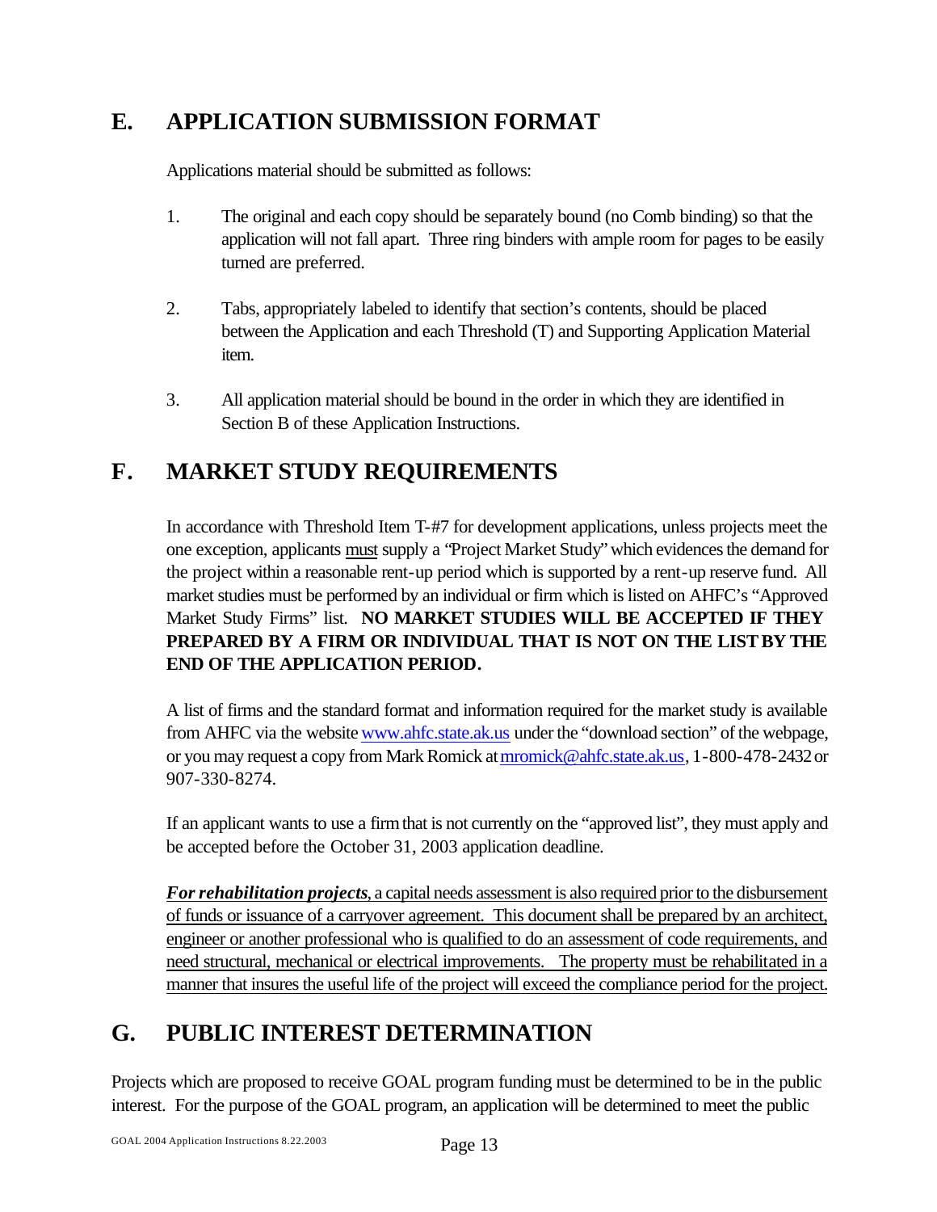## E. APPLICATION SUBMISSION FORMAT

Applications material should be submitted as follows:

1. The original and each copy should be separately bound (no Comb binding) so that the application will not fall apart. Three ring binders with ample room for pages to be easily turned are preferred.

2. Tabs, appropriately labeled to identify that section's contents, should be placed between the Application and each Threshold (T) and Supporting Application Material item.

3. All application material should be bound in the order in which they are identified in Section B of these Application Instructions.

## F. MARKET STUDY REQUIREMENTS

In accordance with Threshold Item T-#7 for development applications, unless projects meet the one exception, applicants <u>must</u> supply a "Project Market Study" which evidences the demand for the project within a reasonable rent-up period which is supported by a rent-up reserve fund. All market studies must be performed by an individual or firm which is listed on AHFC's "Approved Market Study Firms" list. **NO MARKET STUDIES WILL BE ACCEPTED IF THEY PREPARED BY A FIRM OR INDIVIDUAL THAT IS NOT ON THE LIST BY THE END OF THE APPLICATION PERIOD.**

A list of firms and the standard format and information required for the market study is available from AHFC via the website [www.ahfc.state.ak.us](http://www.ahfc.state.ak.us) under the "download section" of the webpage, or you may request a copy from Mark Romick at [mromick@ahfc.state.ak.us](mailto:mromick@ahfc.state.ak.us), 1-800-478-2432 or 907-330-8274.

If an applicant wants to use a firm that is not currently on the "approved list", they must apply and be accepted before the October 31, 2003 application deadline.

<u>***For rehabilitation projects***, a capital needs assessment is also required prior to the disbursement of funds or issuance of a carryover agreement. This document shall be prepared by an architect, engineer or another professional who is qualified to do an assessment of code requirements, and need structural, mechanical or electrical improvements. The property must be rehabilitated in a manner that insures the useful life of the project will exceed the compliance period for the project.</u>

## G. PUBLIC INTEREST DETERMINATION

Projects which are proposed to receive GOAL program funding must be determined to be in the public interest. For the purpose of the GOAL program, an application will be determined to meet the public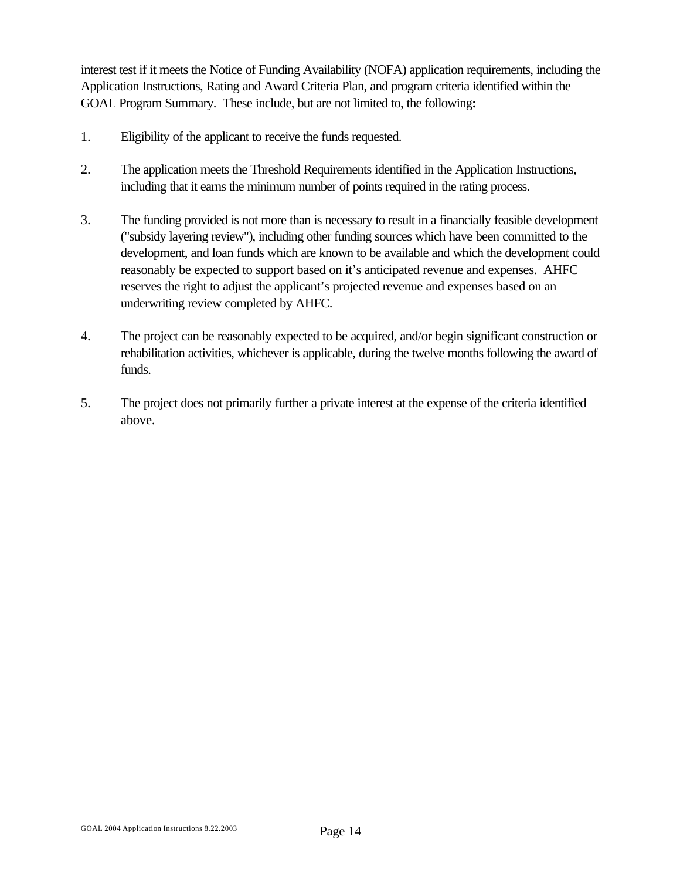interest test if it meets the Notice of Funding Availability (NOFA) application requirements, including the Application Instructions, Rating and Award Criteria Plan, and program criteria identified within the GOAL Program Summary. These include, but are not limited to, the following**:**

1. Eligibility of the applicant to receive the funds requested.

2. The application meets the Threshold Requirements identified in the Application Instructions, including that it earns the minimum number of points required in the rating process.

3. The funding provided is not more than is necessary to result in a financially feasible development ("subsidy layering review"), including other funding sources which have been committed to the development, and loan funds which are known to be available and which the development could reasonably be expected to support based on it's anticipated revenue and expenses. AHFC reserves the right to adjust the applicant's projected revenue and expenses based on an underwriting review completed by AHFC.

4. The project can be reasonably expected to be acquired, and/or begin significant construction or rehabilitation activities, whichever is applicable, during the twelve months following the award of funds.

5. The project does not primarily further a private interest at the expense of the criteria identified above.